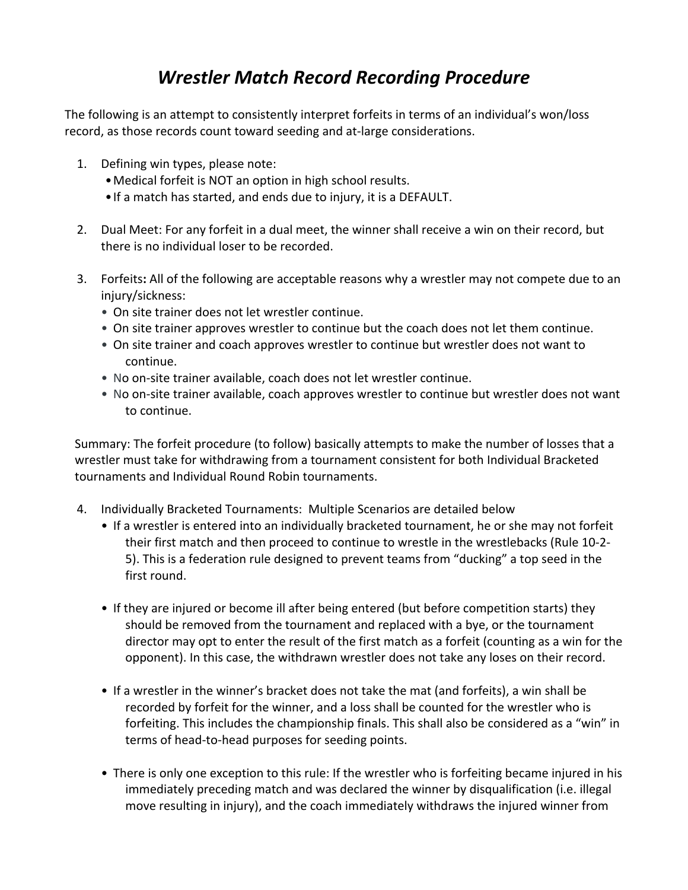# *Wrestler Match Record Recording Procedure*

The following is an attempt to consistently interpret forfeits in terms of an individual's won/loss record, as those records count toward seeding and at-large considerations.

1. Defining win types, please note:
   - Medical forfeit is NOT an option in high school results.
   - If a match has started, and ends due to injury, it is a DEFAULT.

2. Dual Meet: For any forfeit in a dual meet, the winner shall receive a win on their record, but there is no individual loser to be recorded.

3. Forfeits**:** All of the following are acceptable reasons why a wrestler may not compete due to an injury/sickness:
   - On site trainer does not let wrestler continue.
   - On site trainer approves wrestler to continue but the coach does not let them continue.
   - On site trainer and coach approves wrestler to continue but wrestler does not want to continue.
   - No on-site trainer available, coach does not let wrestler continue.
   - No on-site trainer available, coach approves wrestler to continue but wrestler does not want to continue.

   Summary: The forfeit procedure (to follow) basically attempts to make the number of losses that a wrestler must take for withdrawing from a tournament consistent for both Individual Bracketed tournaments and Individual Round Robin tournaments.

4. Individually Bracketed Tournaments: Multiple Scenarios are detailed below
   - If a wrestler is entered into an individually bracketed tournament, he or she may not forfeit their first match and then proceed to continue to wrestle in the wrestlebacks (Rule 10-2-5). This is a federation rule designed to prevent teams from "ducking" a top seed in the first round.

   - If they are injured or become ill after being entered (but before competition starts) they should be removed from the tournament and replaced with a bye, or the tournament director may opt to enter the result of the first match as a forfeit (counting as a win for the opponent). In this case, the withdrawn wrestler does not take any loses on their record.

   - If a wrestler in the winner's bracket does not take the mat (and forfeits), a win shall be recorded by forfeit for the winner, and a loss shall be counted for the wrestler who is forfeiting. This includes the championship finals. This shall also be considered as a "win" in terms of head-to-head purposes for seeding points.

   - There is only one exception to this rule: If the wrestler who is forfeiting became injured in his immediately preceding match and was declared the winner by disqualification (i.e. illegal move resulting in injury), and the coach immediately withdraws the injured winner from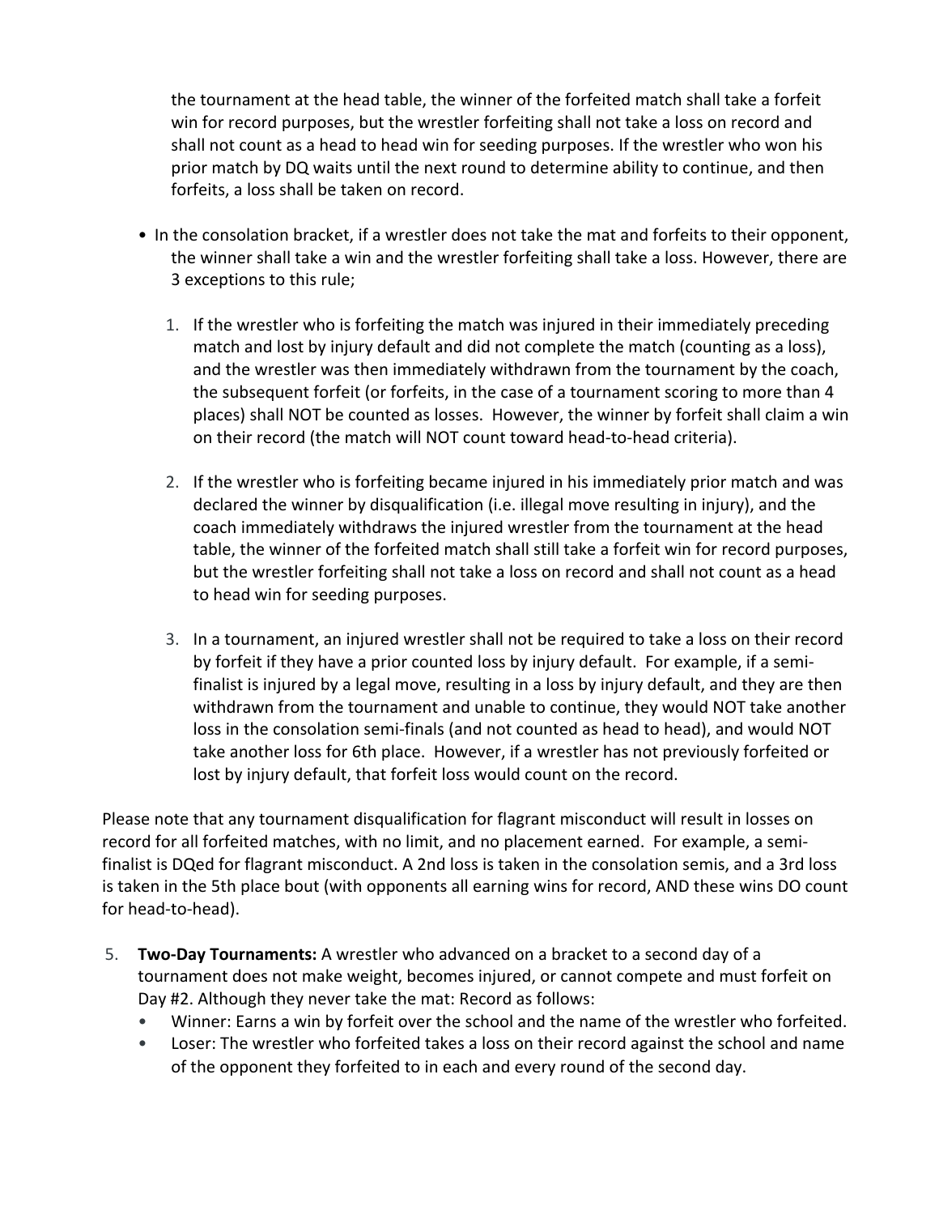the tournament at the head table, the winner of the forfeited match shall take a forfeit win for record purposes, but the wrestler forfeiting shall not take a loss on record and shall not count as a head to head win for seeding purposes. If the wrestler who won his prior match by DQ waits until the next round to determine ability to continue, and then forfeits, a loss shall be taken on record.

- In the consolation bracket, if a wrestler does not take the mat and forfeits to their opponent, the winner shall take a win and the wrestler forfeiting shall take a loss. However, there are 3 exceptions to this rule;

    1. If the wrestler who is forfeiting the match was injured in their immediately preceding match and lost by injury default and did not complete the match (counting as a loss), and the wrestler was then immediately withdrawn from the tournament by the coach, the subsequent forfeit (or forfeits, in the case of a tournament scoring to more than 4 places) shall NOT be counted as losses. However, the winner by forfeit shall claim a win on their record (the match will NOT count toward head-to-head criteria).

    2. If the wrestler who is forfeiting became injured in his immediately prior match and was declared the winner by disqualification (i.e. illegal move resulting in injury), and the coach immediately withdraws the injured wrestler from the tournament at the head table, the winner of the forfeited match shall still take a forfeit win for record purposes, but the wrestler forfeiting shall not take a loss on record and shall not count as a head to head win for seeding purposes.

    3. In a tournament, an injured wrestler shall not be required to take a loss on their record by forfeit if they have a prior counted loss by injury default. For example, if a semi-finalist is injured by a legal move, resulting in a loss by injury default, and they are then withdrawn from the tournament and unable to continue, they would NOT take another loss in the consolation semi-finals (and not counted as head to head), and would NOT take another loss for 6th place. However, if a wrestler has not previously forfeited or lost by injury default, that forfeit loss would count on the record.

Please note that any tournament disqualification for flagrant misconduct will result in losses on record for all forfeited matches, with no limit, and no placement earned. For example, a semi-finalist is DQed for flagrant misconduct. A 2nd loss is taken in the consolation semis, and a 3rd loss is taken in the 5th place bout (with opponents all earning wins for record, AND these wins DO count for head-to-head).

5. **Two-Day Tournaments:** A wrestler who advanced on a bracket to a second day of a tournament does not make weight, becomes injured, or cannot compete and must forfeit on Day #2. Although they never take the mat: Record as follows:
    - Winner: Earns a win by forfeit over the school and the name of the wrestler who forfeited.
    - Loser: The wrestler who forfeited takes a loss on their record against the school and name of the opponent they forfeited to in each and every round of the second day.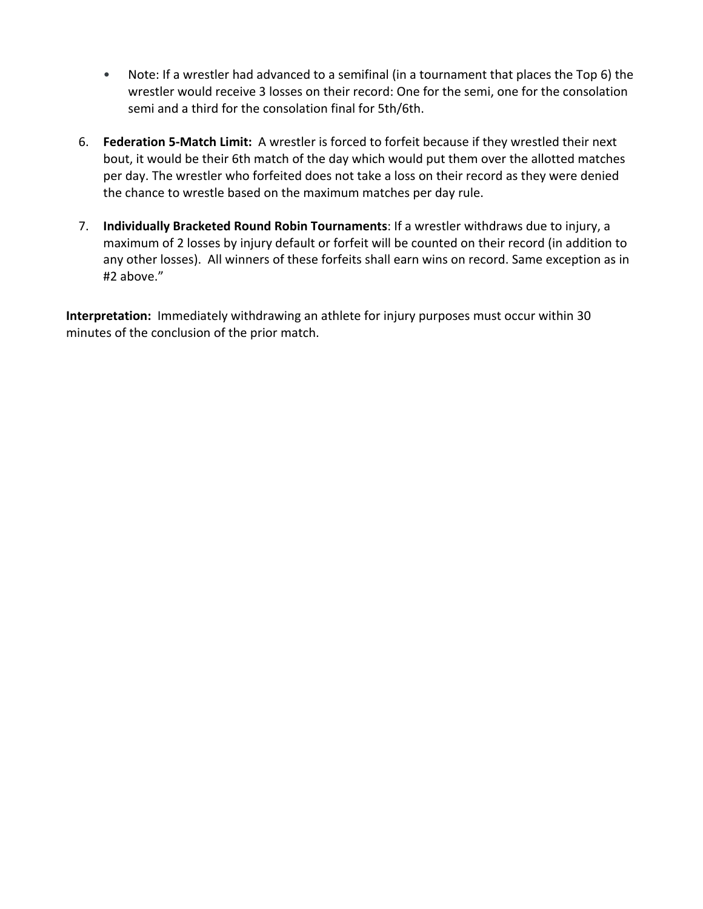- Note: If a wrestler had advanced to a semifinal (in a tournament that places the Top 6) the wrestler would receive 3 losses on their record: One for the semi, one for the consolation semi and a third for the consolation final for 5th/6th.

6. **Federation 5-Match Limit:** A wrestler is forced to forfeit because if they wrestled their next bout, it would be their 6th match of the day which would put them over the allotted matches per day. The wrestler who forfeited does not take a loss on their record as they were denied the chance to wrestle based on the maximum matches per day rule.

7. **Individually Bracketed Round Robin Tournaments**: If a wrestler withdraws due to injury, a maximum of 2 losses by injury default or forfeit will be counted on their record (in addition to any other losses). All winners of these forfeits shall earn wins on record. Same exception as in #2 above."

**Interpretation:** Immediately withdrawing an athlete for injury purposes must occur within 30 minutes of the conclusion of the prior match.